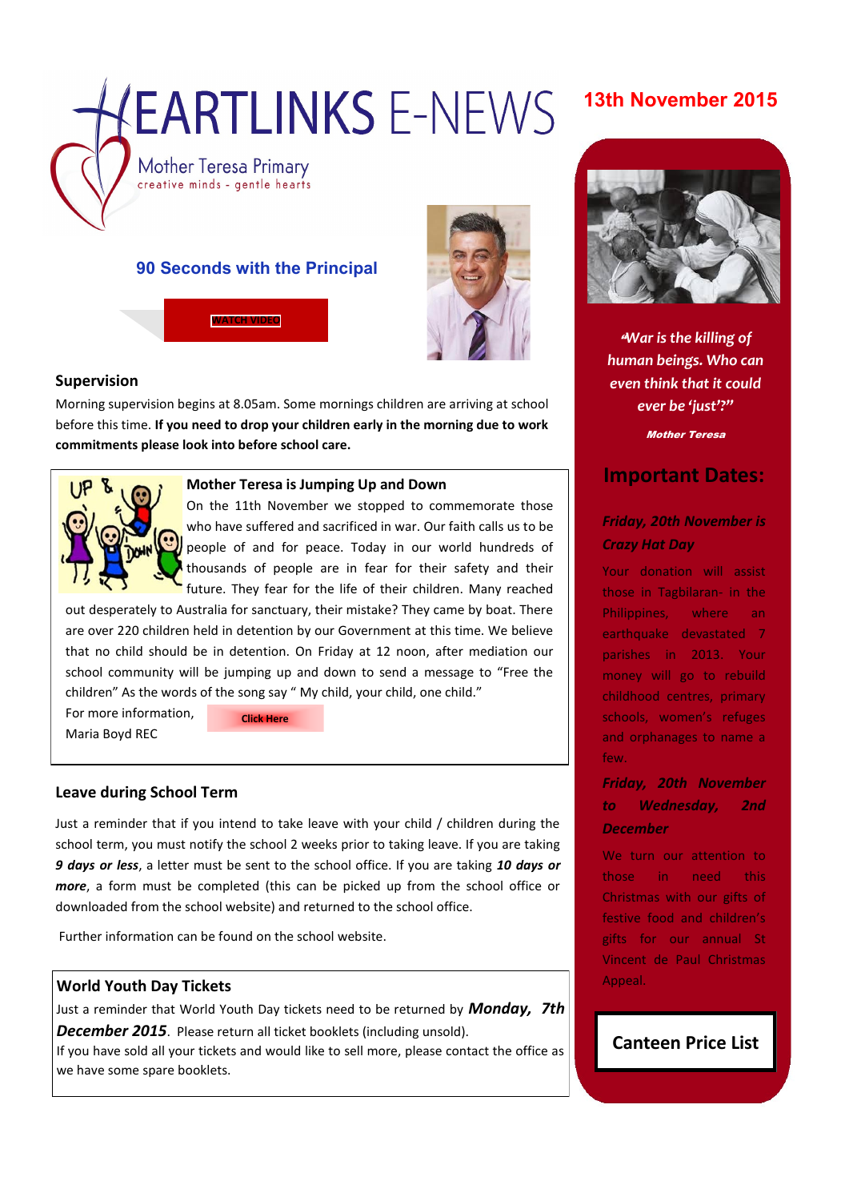# HEARTLINKS E-NEWS

Mother Teresa Primary
creative minds - gentle hearts

**13th November 2015**

## 90 Seconds with the Principal

WATCH VIDEO

### Supervision

Morning supervision begins at 8.05am. Some mornings children are arriving at school before this time. **If you need to drop your children early in the morning due to work commitments please look into before school care.**

### Mother Teresa is Jumping Up and Down

On the 11th November we stopped to commemorate those who have suffered and sacrificed in war. Our faith calls us to be people of and for peace. Today in our world hundreds of thousands of people are in fear for their safety and their future. They fear for the life of their children. Many reached out desperately to Australia for sanctuary, their mistake? They came by boat. There are over 220 children held in detention by our Government at this time. We believe that no child should be in detention. On Friday at 12 noon, after mediation our school community will be jumping up and down to send a message to "Free the children" As the words of the song say " My child, your child, one child."

For more information, Click Here

Maria Boyd REC

### Leave during School Term

Just a reminder that if you intend to take leave with your child / children during the school term, you must notify the school 2 weeks prior to taking leave. If you are taking ***9 days or less***, a letter must be sent to the school office. If you are taking ***10 days or more***, a form must be completed (this can be picked up from the school office or downloaded from the school website) and returned to the school office.

Further information can be found on the school website.

### World Youth Day Tickets

Just a reminder that World Youth Day tickets need to be returned by ***Monday, 7th December 2015***. Please return all ticket booklets (including unsold).
If you have sold all your tickets and would like to sell more, please contact the office as we have some spare booklets.

*"War is the killing of human beings. Who can even think that it could ever be 'just'?"*

*Mother Teresa*

## Important Dates:

***Friday, 20th November is Crazy Hat Day***

Your donation will assist those in Tagbilaran- in the Philippines, where an earthquake devastated 7 parishes in 2013. Your money will go to rebuild childhood centres, primary schools, women's refuges and orphanages to name a few.

***Friday, 20th November to Wednesday, 2nd December***

We turn our attention to those in need this Christmas with our gifts of festive food and children's gifts for our annual St Vincent de Paul Christmas Appeal.

**Canteen Price List**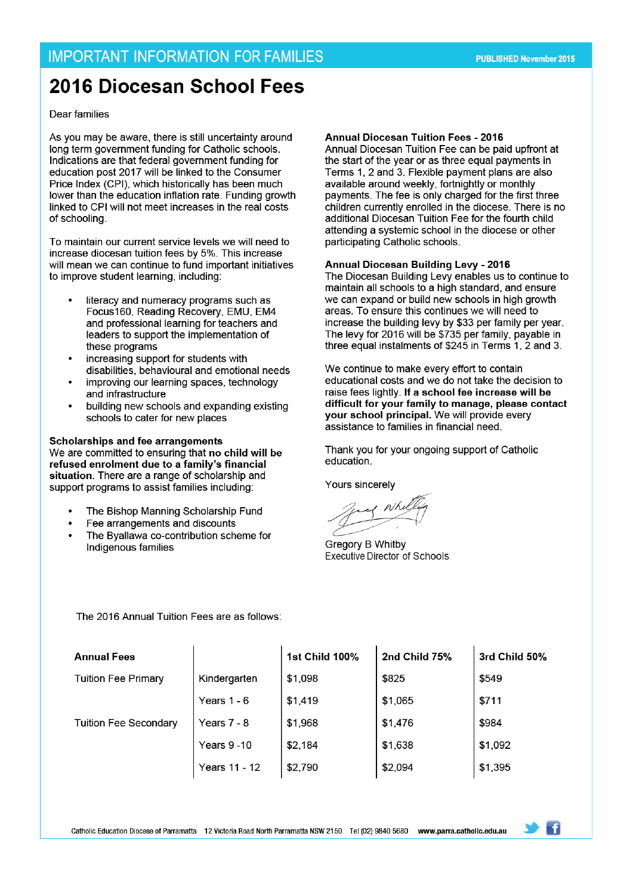IMPORTANT INFORMATION FOR FAMILIES

PUBLISHED November 2015

# 2016 Diocesan School Fees

Dear families

As you may be aware, there is still uncertainty around long term government funding for Catholic schools. Indications are that federal government funding for education post 2017 will be linked to the Consumer Price Index (CPI), which historically has been much lower than the education inflation rate. Funding growth linked to CPI will not meet increases in the real costs of schooling.

To maintain our current service levels we will need to increase diocesan tuition fees by 5%. This increase will mean we can continue to fund important initiatives to improve student learning, including:

- literacy and numeracy programs such as Focus160, Reading Recovery, EMU, EM4 and professional learning for teachers and leaders to support the implementation of these programs
- increasing support for students with disabilities, behavioural and emotional needs
- improving our learning spaces, technology and infrastructure
- building new schools and expanding existing schools to cater for new places

**Scholarships and fee arrangements**
We are committed to ensuring that **no child will be refused enrolment due to a family's financial situation.** There are a range of scholarship and support programs to assist families including:

- The Bishop Manning Scholarship Fund
- Fee arrangements and discounts
- The Byallawa co-contribution scheme for Indigenous families

**Annual Diocesan Tuition Fees - 2016**
Annual Diocesan Tuition Fee can be paid upfront at the start of the year or as three equal payments in Terms 1, 2 and 3. Flexible payment plans are also available around weekly, fortnightly or monthly payments. The fee is only charged for the first three children currently enrolled in the diocese. There is no additional Diocesan Tuition Fee for the fourth child attending a systemic school in the diocese or other participating Catholic schools.

**Annual Diocesan Building Levy - 2016**
The Diocesan Building Levy enables us to continue to maintain all schools to a high standard, and ensure we can expand or build new schools in high growth areas. To ensure this continues we will need to increase the building levy by $33 per family per year. The levy for 2016 will be $735 per family, payable in three equal instalments of $245 in Terms 1, 2 and 3.

We continue to make every effort to contain educational costs and we do not take the decision to raise fees lightly. **If a school fee increase will be difficult for your family to manage, please contact your school principal.** We will provide every assistance to families in financial need.

Thank you for your ongoing support of Catholic education.

Yours sincerely

Gregory B Whitby
Executive Director of Schools

The 2016 Annual Tuition Fees are as follows:

| Annual Fees | | 1st Child 100% | 2nd Child 75% | 3rd Child 50% |
|---|---|---|---|---|
| Tuition Fee Primary | Kindergarten | $1,098 | $825 | $549 |
| | Years 1 - 6 | $1,419 | $1,065 | $711 |
| Tuition Fee Secondary | Years 7 - 8 | $1,968 | $1,476 | $984 |
| | Years 9 -10 | $2,184 | $1,638 | $1,092 |
| | Years 11 - 12 | $2,790 | $2,094 | $1,395 |

Catholic Education Diocese of Parramatta 12 Victoria Road North Parramatta NSW 2150 Tel (02) 9840 5680 www.parra.catholic.edu.au